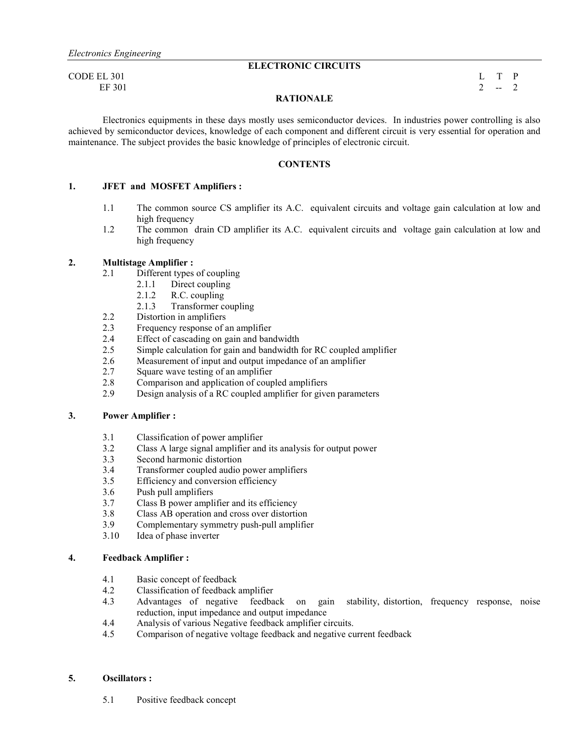*Electronics Engineering*

# ELECTRONIC CIRCUITS

CODE EL 301
EF 301

| L | T | P |
|---|---|---|
| 2 | -- | 2 |

## RATIONALE

Electronics equipments in these days mostly uses semiconductor devices. In industries power controlling is also achieved by semiconductor devices, knowledge of each component and different circuit is very essential for operation and maintenance. The subject provides the basic knowledge of principles of electronic circuit.

## CONTENTS

### 1. JFET and MOSFET Amplifiers :

- 1.1 The common source CS amplifier its A.C. equivalent circuits and voltage gain calculation at low and high frequency
- 1.2 The common drain CD amplifier its A.C. equivalent circuits and voltage gain calculation at low and high frequency

### 2. Multistage Amplifier :

- 2.1 Different types of coupling
  - 2.1.1 Direct coupling
  - 2.1.2 R.C. coupling
  - 2.1.3 Transformer coupling
- 2.2 Distortion in amplifiers
- 2.3 Frequency response of an amplifier
- 2.4 Effect of cascading on gain and bandwidth
- 2.5 Simple calculation for gain and bandwidth for RC coupled amplifier
- 2.6 Measurement of input and output impedance of an amplifier
- 2.7 Square wave testing of an amplifier
- 2.8 Comparison and application of coupled amplifiers
- 2.9 Design analysis of a RC coupled amplifier for given parameters

### 3. Power Amplifier :

- 3.1 Classification of power amplifier
- 3.2 Class A large signal amplifier and its analysis for output power
- 3.3 Second harmonic distortion
- 3.4 Transformer coupled audio power amplifiers
- 3.5 Efficiency and conversion efficiency
- 3.6 Push pull amplifiers
- 3.7 Class B power amplifier and its efficiency
- 3.8 Class AB operation and cross over distortion
- 3.9 Complementary symmetry push-pull amplifier
- 3.10 Idea of phase inverter

### 4. Feedback Amplifier :

- 4.1 Basic concept of feedback
- 4.2 Classification of feedback amplifier
- 4.3 Advantages of negative feedback on gain stability, distortion, frequency response, noise reduction, input impedance and output impedance
- 4.4 Analysis of various Negative feedback amplifier circuits.
- 4.5 Comparison of negative voltage feedback and negative current feedback

### 5. Oscillators :

- 5.1 Positive feedback concept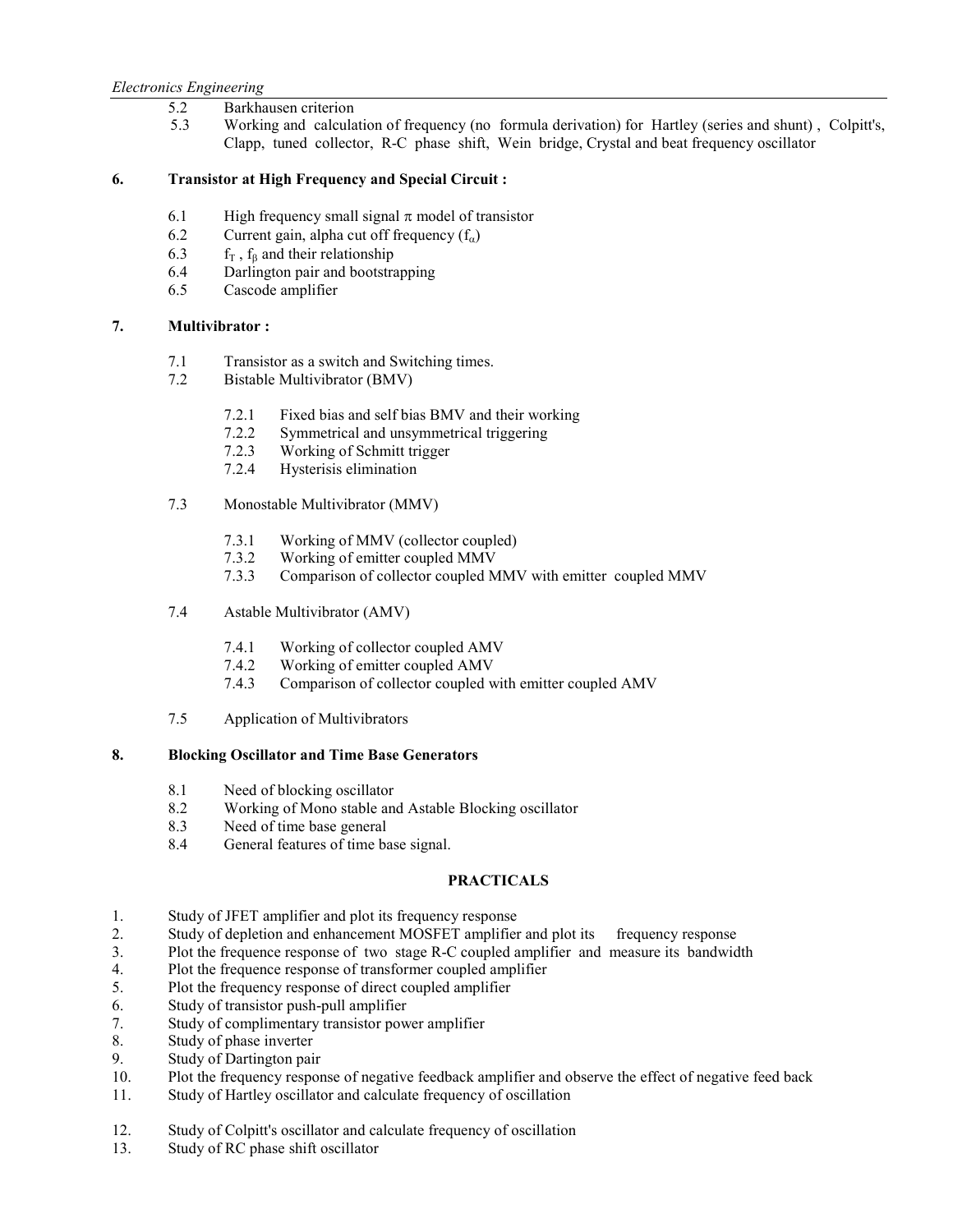5.2 Barkhausen criterion

5.3 Working and calculation of frequency (no formula derivation) for Hartley (series and shunt), Colpitt's, Clapp, tuned collector, R-C phase shift, Wein bridge, Crystal and beat frequency oscillator

## 6. Transistor at High Frequency and Special Circuit :

6.1 High frequency small signal $\pi$ model of transistor

6.2 Current gain, alpha cut off frequency ($f_{\alpha}$)

6.3 $f_T$, $f_{\beta}$ and their relationship

6.4 Darlington pair and bootstrapping

6.5 Cascode amplifier

## 7. Multivibrator :

7.1 Transistor as a switch and Switching times.

7.2 Bistable Multivibrator (BMV)

- 7.2.1 Fixed bias and self bias BMV and their working
- 7.2.2 Symmetrical and unsymmetrical triggering
- 7.2.3 Working of Schmitt trigger
- 7.2.4 Hysterisis elimination

7.3 Monostable Multivibrator (MMV)

- 7.3.1 Working of MMV (collector coupled)
- 7.3.2 Working of emitter coupled MMV
- 7.3.3 Comparison of collector coupled MMV with emitter coupled MMV

7.4 Astable Multivibrator (AMV)

- 7.4.1 Working of collector coupled AMV
- 7.4.2 Working of emitter coupled AMV
- 7.4.3 Comparison of collector coupled with emitter coupled AMV

7.5 Application of Multivibrators

## 8. Blocking Oscillator and Time Base Generators

8.1 Need of blocking oscillator

8.2 Working of Mono stable and Astable Blocking oscillator

8.3 Need of time base general

8.4 General features of time base signal.

## PRACTICALS

1. Study of JFET amplifier and plot its frequency response
2. Study of depletion and enhancement MOSFET amplifier and plot its frequency response
3. Plot the frequence response of two stage R-C coupled amplifier and measure its bandwidth
4. Plot the frequence response of transformer coupled amplifier
5. Plot the frequency response of direct coupled amplifier
6. Study of transistor push-pull amplifier
7. Study of complimentary transistor power amplifier
8. Study of phase inverter
9. Study of Dartington pair
10. Plot the frequency response of negative feedback amplifier and observe the effect of negative feed back
11. Study of Hartley oscillator and calculate frequency of oscillation
12. Study of Colpitt's oscillator and calculate frequency of oscillation
13. Study of RC phase shift oscillator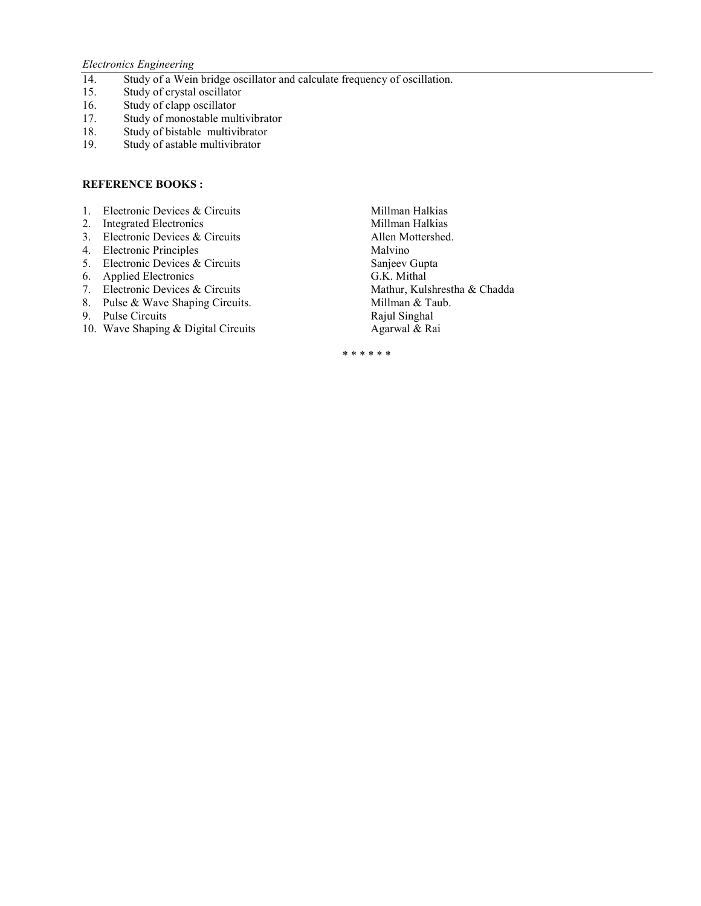14. Study of a Wein bridge oscillator and calculate frequency of oscillation.
15. Study of crystal oscillator
16. Study of clapp oscillator
17. Study of monostable multivibrator
18. Study of bistable multivibrator
19. Study of astable multivibrator

**REFERENCE BOOKS :**

| | |
|---|---|
| 1. Electronic Devices & Circuits | Millman Halkias |
| 2. Integrated Electronics | Millman Halkias |
| 3. Electronic Devices & Circuits | Allen Mottershed. |
| 4. Electronic Principles | Malvino |
| 5. Electronic Devices & Circuits | Sanjeev Gupta |
| 6. Applied Electronics | G.K. Mithal |
| 7. Electronic Devices & Circuits | Mathur, Kulshrestha & Chadda |
| 8. Pulse & Wave Shaping Circuits. | Millman & Taub. |
| 9. Pulse Circuits | Rajul Singhal |
| 10. Wave Shaping & Digital Circuits | Agarwal & Rai |

* * * * * *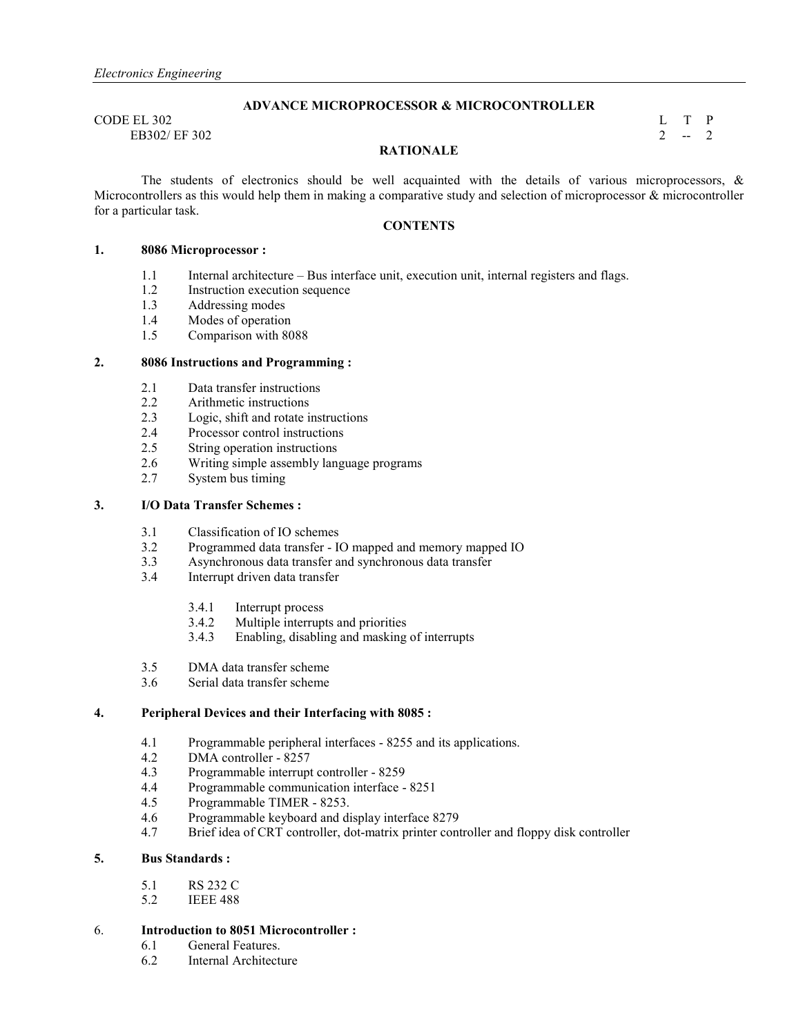## ADVANCE MICROPROCESSOR & MICROCONTROLLER

CODE EL 302
EB302/ EF 302

| L | T | P |
|---|---|---|
| 2 | -- | 2 |

### RATIONALE

The students of electronics should be well acquainted with the details of various microprocessors, & Microcontrollers as this would help them in making a comparative study and selection of microprocessor & microcontroller for a particular task.

### CONTENTS

**1. 8086 Microprocessor :**

- 1.1 Internal architecture – Bus interface unit, execution unit, internal registers and flags.
- 1.2 Instruction execution sequence
- 1.3 Addressing modes
- 1.4 Modes of operation
- 1.5 Comparison with 8088

**2. 8086 Instructions and Programming :**

- 2.1 Data transfer instructions
- 2.2 Arithmetic instructions
- 2.3 Logic, shift and rotate instructions
- 2.4 Processor control instructions
- 2.5 String operation instructions
- 2.6 Writing simple assembly language programs
- 2.7 System bus timing

**3. I/O Data Transfer Schemes :**

- 3.1 Classification of IO schemes
- 3.2 Programmed data transfer - IO mapped and memory mapped IO
- 3.3 Asynchronous data transfer and synchronous data transfer
- 3.4 Interrupt driven data transfer
  - 3.4.1 Interrupt process
  - 3.4.2 Multiple interrupts and priorities
  - 3.4.3 Enabling, disabling and masking of interrupts
- 3.5 DMA data transfer scheme
- 3.6 Serial data transfer scheme

**4. Peripheral Devices and their Interfacing with 8085 :**

- 4.1 Programmable peripheral interfaces - 8255 and its applications.
- 4.2 DMA controller - 8257
- 4.3 Programmable interrupt controller - 8259
- 4.4 Programmable communication interface - 8251
- 4.5 Programmable TIMER - 8253.
- 4.6 Programmable keyboard and display interface 8279
- 4.7 Brief idea of CRT controller, dot-matrix printer controller and floppy disk controller

**5. Bus Standards :**

- 5.1 RS 232 C
- 5.2 IEEE 488

**6. Introduction to 8051 Microcontroller :**

- 6.1 General Features.
- 6.2 Internal Architecture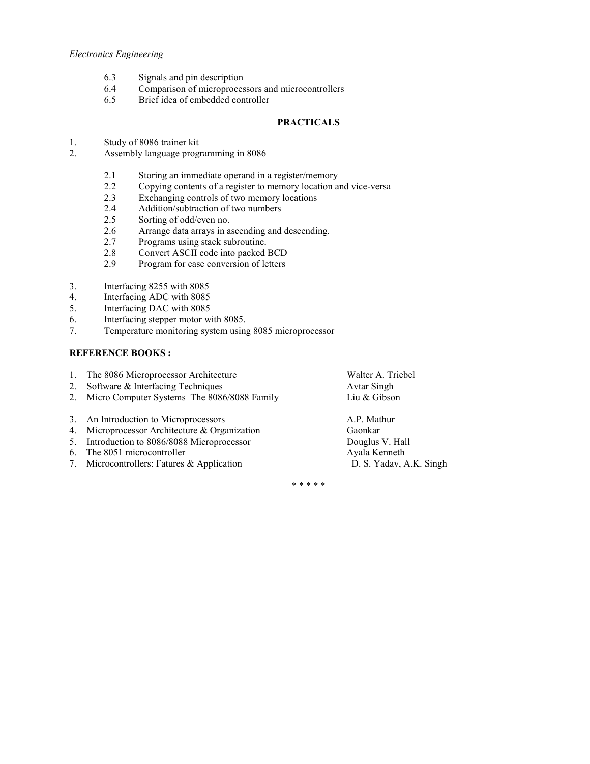6.3 Signals and pin description
6.4 Comparison of microprocessors and microcontrollers
6.5 Brief idea of embedded controller

## PRACTICALS

1. Study of 8086 trainer kit
2. Assembly language programming in 8086

    2.1 Storing an immediate operand in a register/memory
    2.2 Copying contents of a register to memory location and vice-versa
    2.3 Exchanging controls of two memory locations
    2.4 Addition/subtraction of two numbers
    2.5 Sorting of odd/even no.
    2.6 Arrange data arrays in ascending and descending.
    2.7 Programs using stack subroutine.
    2.8 Convert ASCII code into packed BCD
    2.9 Program for case conversion of letters

3. Interfacing 8255 with 8085
4. Interfacing ADC with 8085
5. Interfacing DAC with 8085
6. Interfacing stepper motor with 8085.
7. Temperature monitoring system using 8085 microprocessor

**REFERENCE BOOKS :**

| | Title | Author |
|---|---|---|
| 1. | The 8086 Microprocessor Architecture | Walter A. Triebel |
| 2. | Software & Interfacing Techniques | Avtar Singh |
| 2. | Micro Computer Systems The 8086/8088 Family | Liu & Gibson |
| 3. | An Introduction to Microprocessors | A.P. Mathur |
| 4. | Microprocessor Architecture & Organization | Gaonkar |
| 5. | Introduction to 8086/8088 Microprocessor | Douglus V. Hall |
| 6. | The 8051 microcontroller | Ayala Kenneth |
| 7. | Microcontrollers: Fatures & Application | D. S. Yadav, A.K. Singh |

* * * * *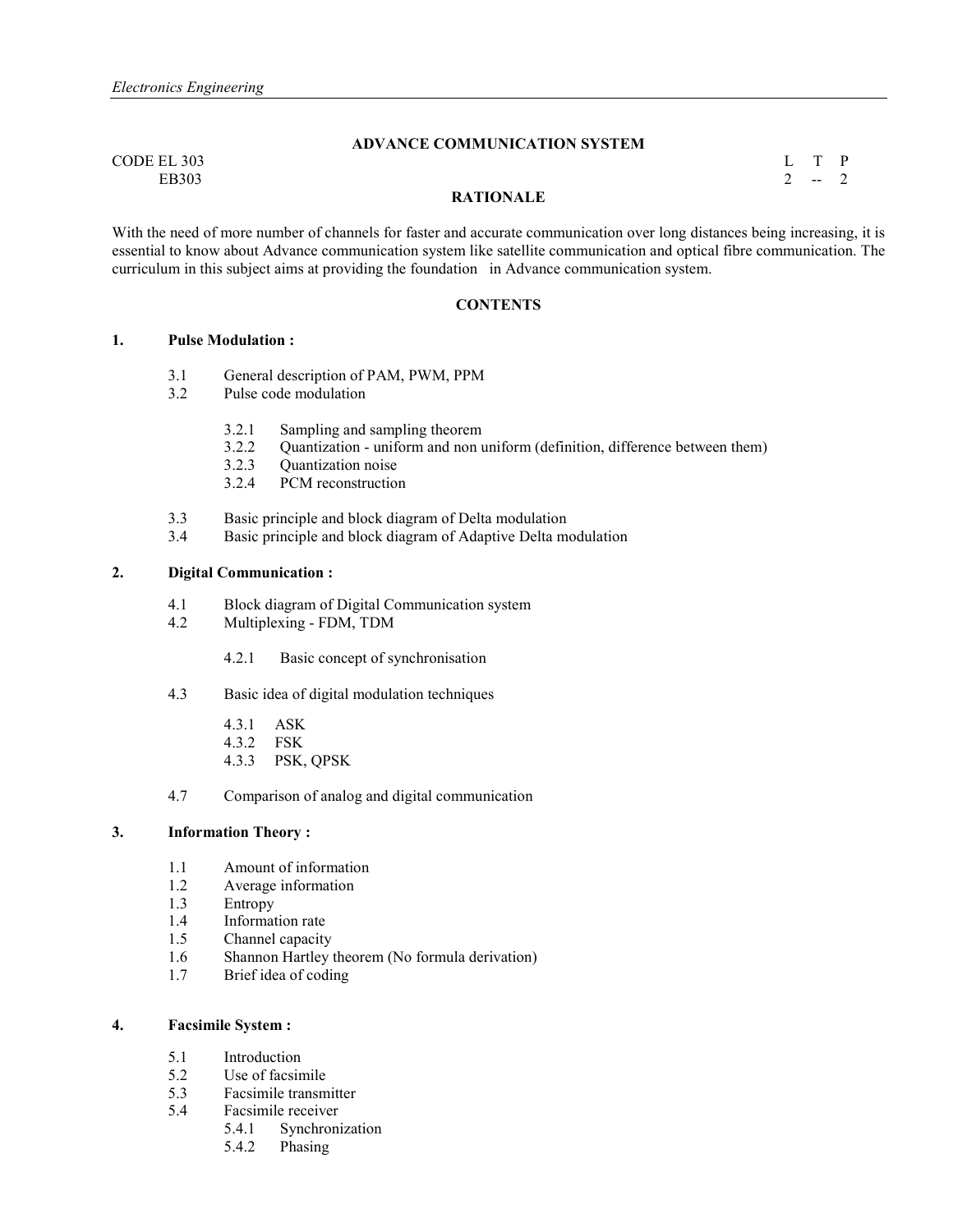## ADVANCE COMMUNICATION SYSTEM

CODE EL 303
EB303

L T P
2 -- 2

### RATIONALE

With the need of more number of channels for faster and accurate communication over long distances being increasing, it is essential to know about Advance communication system like satellite communication and optical fibre communication. The curriculum in this subject aims at providing the foundation in Advance communication system.

### CONTENTS

**1. Pulse Modulation :**

- 3.1 General description of PAM, PWM, PPM
- 3.2 Pulse code modulation
    - 3.2.1 Sampling and sampling theorem
    - 3.2.2 Quantization - uniform and non uniform (definition, difference between them)
    - 3.2.3 Quantization noise
    - 3.2.4 PCM reconstruction
- 3.3 Basic principle and block diagram of Delta modulation
- 3.4 Basic principle and block diagram of Adaptive Delta modulation

**2. Digital Communication :**

- 4.1 Block diagram of Digital Communication system
- 4.2 Multiplexing - FDM, TDM
    - 4.2.1 Basic concept of synchronisation
- 4.3 Basic idea of digital modulation techniques
    - 4.3.1 ASK
    - 4.3.2 FSK
    - 4.3.3 PSK, QPSK
- 4.7 Comparison of analog and digital communication

**3. Information Theory :**

- 1.1 Amount of information
- 1.2 Average information
- 1.3 Entropy
- 1.4 Information rate
- 1.5 Channel capacity
- 1.6 Shannon Hartley theorem (No formula derivation)
- 1.7 Brief idea of coding

**4. Facsimile System :**

- 5.1 Introduction
- 5.2 Use of facsimile
- 5.3 Facsimile transmitter
- 5.4 Facsimile receiver
    - 5.4.1 Synchronization
    - 5.4.2 Phasing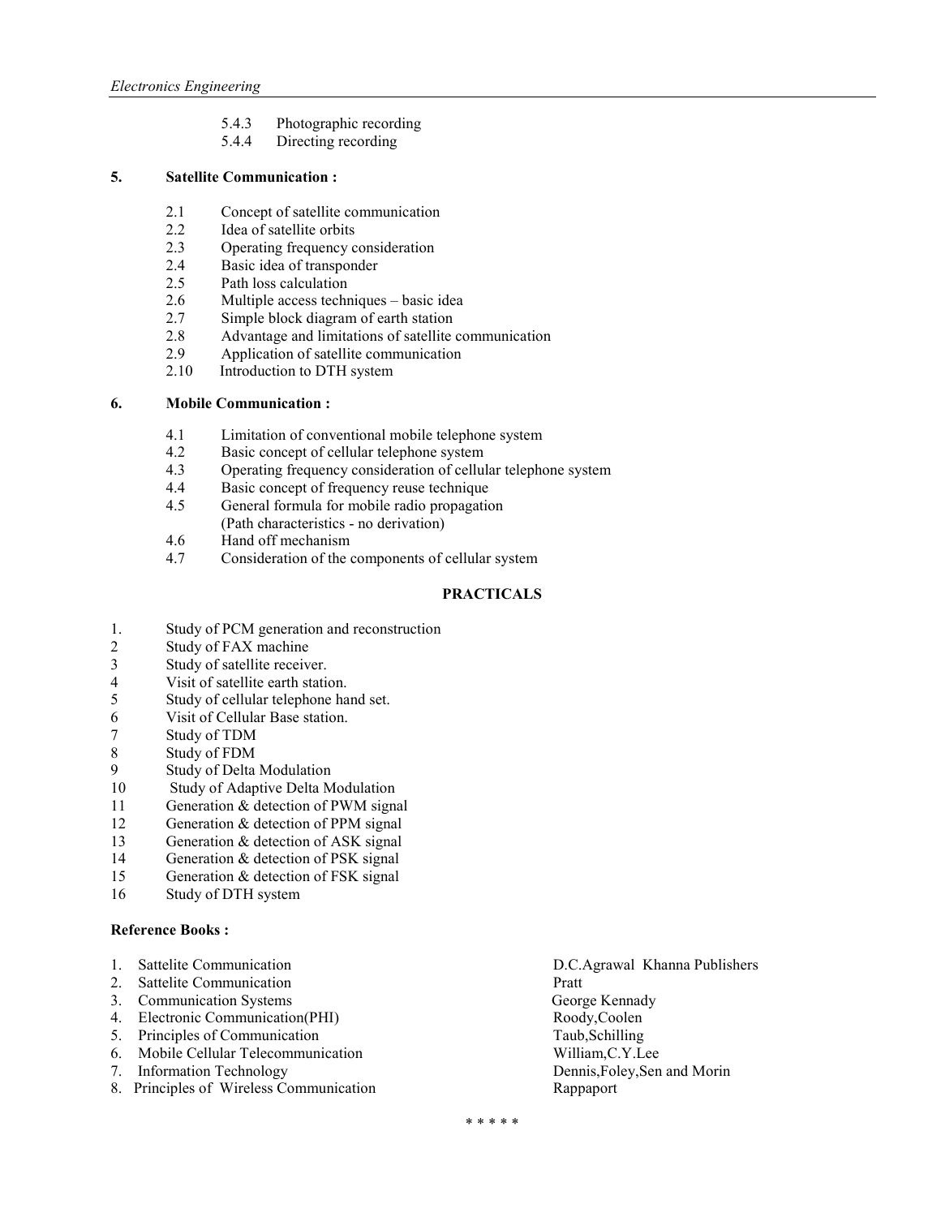5.4.3 Photographic recording
5.4.4 Directing recording

**5. Satellite Communication :**

2.1 Concept of satellite communication
2.2 Idea of satellite orbits
2.3 Operating frequency consideration
2.4 Basic idea of transponder
2.5 Path loss calculation
2.6 Multiple access techniques – basic idea
2.7 Simple block diagram of earth station
2.8 Advantage and limitations of satellite communication
2.9 Application of satellite communication
2.10 Introduction to DTH system

**6. Mobile Communication :**

4.1 Limitation of conventional mobile telephone system
4.2 Basic concept of cellular telephone system
4.3 Operating frequency consideration of cellular telephone system
4.4 Basic concept of frequency reuse technique
4.5 General formula for mobile radio propagation
(Path characteristics - no derivation)
4.6 Hand off mechanism
4.7 Consideration of the components of cellular system

## PRACTICALS

1. Study of PCM generation and reconstruction
2. Study of FAX machine
3. Study of satellite receiver.
4. Visit of satellite earth station.
5. Study of cellular telephone hand set.
6. Visit of Cellular Base station.
7. Study of TDM
8. Study of FDM
9. Study of Delta Modulation
10. Study of Adaptive Delta Modulation
11. Generation & detection of PWM signal
12. Generation & detection of PPM signal
13. Generation & detection of ASK signal
14. Generation & detection of PSK signal
15. Generation & detection of FSK signal
16. Study of DTH system

**Reference Books :**

1. Sattelite Communication — D.C.Agrawal Khanna Publishers
2. Sattelite Communication — Pratt
3. Communication Systems — George Kennady
4. Electronic Communication(PHI) — Roody,Coolen
5. Principles of Communication — Taub,Schilling
6. Mobile Cellular Telecommunication — William,C.Y.Lee
7. Information Technology — Dennis,Foley,Sen and Morin
8. Principles of Wireless Communication — Rappaport

* * * * *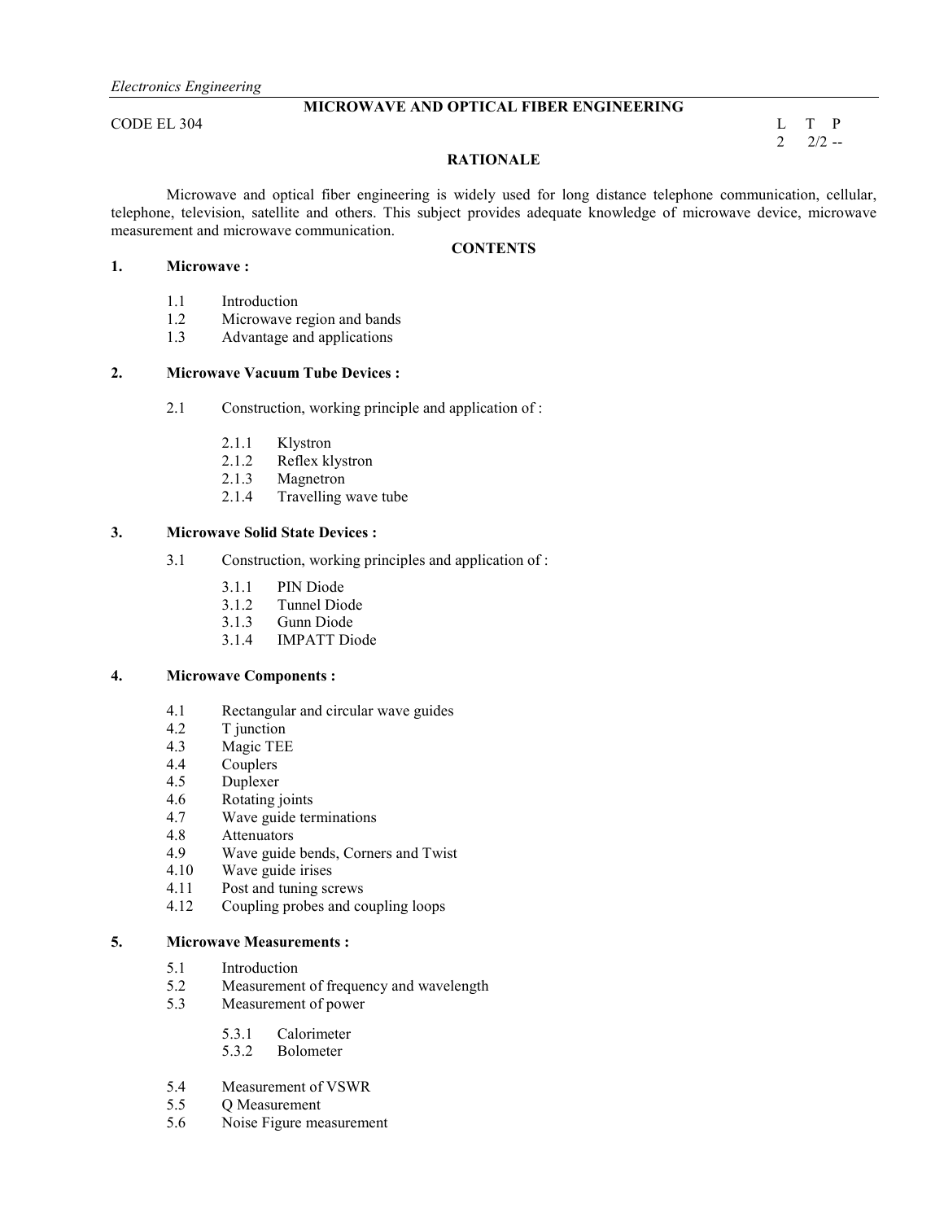*Electronics Engineering*

# MICROWAVE AND OPTICAL FIBER ENGINEERING

CODE EL 304

| L | T | P |
|---|---|---|
| 2 | 2/2 | -- |

## RATIONALE

Microwave and optical fiber engineering is widely used for long distance telephone communication, cellular, telephone, television, satellite and others. This subject provides adequate knowledge of microwave device, microwave measurement and microwave communication.

## CONTENTS

### 1. Microwave :

- 1.1 Introduction
- 1.2 Microwave region and bands
- 1.3 Advantage and applications

### 2. Microwave Vacuum Tube Devices :

- 2.1 Construction, working principle and application of :
  - 2.1.1 Klystron
  - 2.1.2 Reflex klystron
  - 2.1.3 Magnetron
  - 2.1.4 Travelling wave tube

### 3. Microwave Solid State Devices :

- 3.1 Construction, working principles and application of :
  - 3.1.1 PIN Diode
  - 3.1.2 Tunnel Diode
  - 3.1.3 Gunn Diode
  - 3.1.4 IMPATT Diode

### 4. Microwave Components :

- 4.1 Rectangular and circular wave guides
- 4.2 T junction
- 4.3 Magic TEE
- 4.4 Couplers
- 4.5 Duplexer
- 4.6 Rotating joints
- 4.7 Wave guide terminations
- 4.8 Attenuators
- 4.9 Wave guide bends, Corners and Twist
- 4.10 Wave guide irises
- 4.11 Post and tuning screws
- 4.12 Coupling probes and coupling loops

### 5. Microwave Measurements :

- 5.1 Introduction
- 5.2 Measurement of frequency and wavelength
- 5.3 Measurement of power
  - 5.3.1 Calorimeter
  - 5.3.2 Bolometer
- 5.4 Measurement of VSWR
- 5.5 Q Measurement
- 5.6 Noise Figure measurement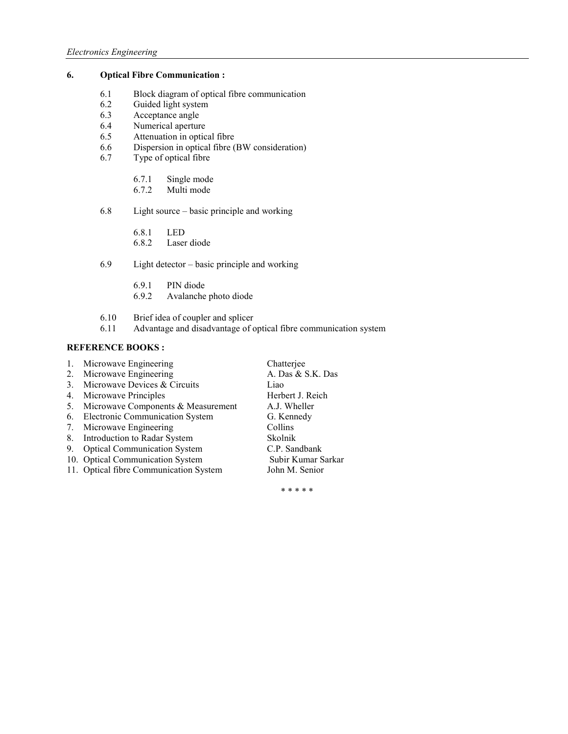## 6. Optical Fibre Communication :

- 6.1 Block diagram of optical fibre communication
- 6.2 Guided light system
- 6.3 Acceptance angle
- 6.4 Numerical aperture
- 6.5 Attenuation in optical fibre
- 6.6 Dispersion in optical fibre (BW consideration)
- 6.7 Type of optical fibre
  - 6.7.1 Single mode
  - 6.7.2 Multi mode
- 6.8 Light source – basic principle and working
  - 6.8.1 LED
  - 6.8.2 Laser diode
- 6.9 Light detector – basic principle and working
  - 6.9.1 PIN diode
  - 6.9.2 Avalanche photo diode
- 6.10 Brief idea of coupler and splicer
- 6.11 Advantage and disadvantage of optical fibre communication system

**REFERENCE BOOKS :**

| No. | Title | Author |
|---|---|---|
| 1. | Microwave Engineering | Chatterjee |
| 2. | Microwave Engineering | A. Das & S.K. Das |
| 3. | Microwave Devices & Circuits | Liao |
| 4. | Microwave Principles | Herbert J. Reich |
| 5. | Microwave Components & Measurement | A.J. Wheller |
| 6. | Electronic Communication System | G. Kennedy |
| 7. | Microwave Engineering | Collins |
| 8. | Introduction to Radar System | Skolnik |
| 9. | Optical Communication System | C.P. Sandbank |
| 10. | Optical Communication System | Subir Kumar Sarkar |
| 11. | Optical fibre Communication System | John M. Senior |

* * * * *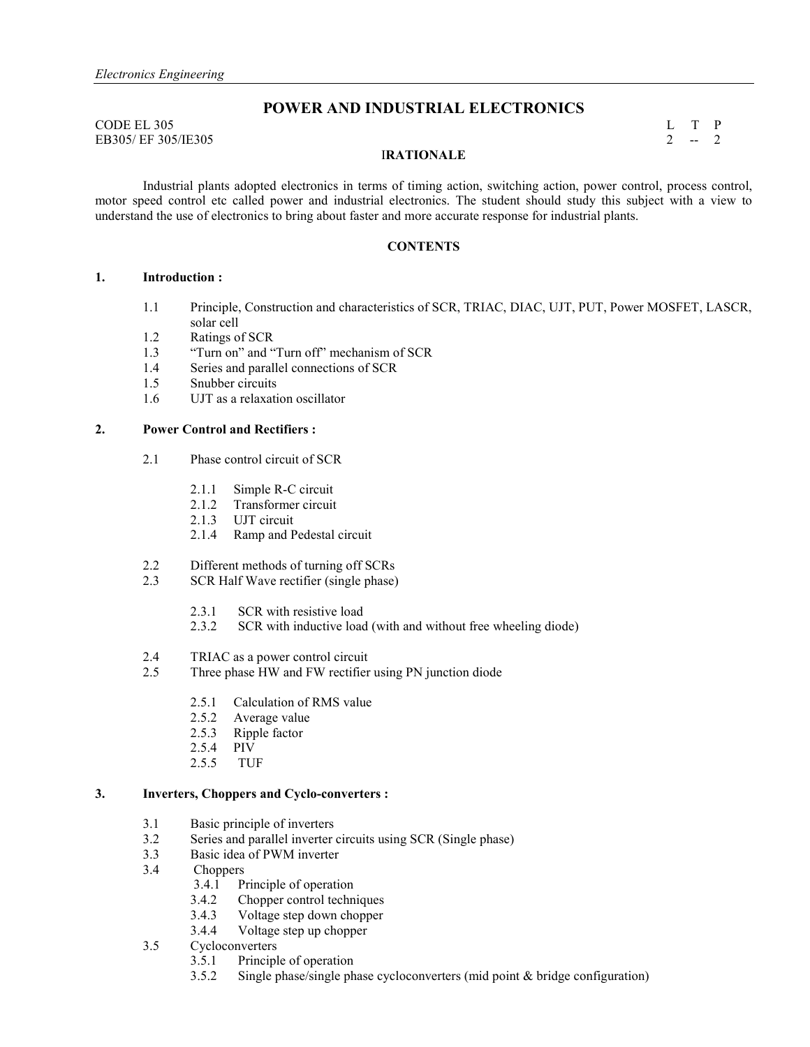# POWER AND INDUSTRIAL ELECTRONICS

CODE EL 305
EB305/ EF 305/IE305

| L | T | P |
|---|---|---|
| 2 | -- | 2 |

## RATIONALE

Industrial plants adopted electronics in terms of timing action, switching action, power control, process control, motor speed control etc called power and industrial electronics. The student should study this subject with a view to understand the use of electronics to bring about faster and more accurate response for industrial plants.

## CONTENTS

### 1. Introduction :

- 1.1 Principle, Construction and characteristics of SCR, TRIAC, DIAC, UJT, PUT, Power MOSFET, LASCR, solar cell
- 1.2 Ratings of SCR
- 1.3 "Turn on" and "Turn off" mechanism of SCR
- 1.4 Series and parallel connections of SCR
- 1.5 Snubber circuits
- 1.6 UJT as a relaxation oscillator

### 2. Power Control and Rectifiers :

- 2.1 Phase control circuit of SCR
  - 2.1.1 Simple R-C circuit
  - 2.1.2 Transformer circuit
  - 2.1.3 UJT circuit
  - 2.1.4 Ramp and Pedestal circuit
- 2.2 Different methods of turning off SCRs
- 2.3 SCR Half Wave rectifier (single phase)
  - 2.3.1 SCR with resistive load
  - 2.3.2 SCR with inductive load (with and without free wheeling diode)
- 2.4 TRIAC as a power control circuit
- 2.5 Three phase HW and FW rectifier using PN junction diode
  - 2.5.1 Calculation of RMS value
  - 2.5.2 Average value
  - 2.5.3 Ripple factor
  - 2.5.4 PIV
  - 2.5.5 TUF

### 3. Inverters, Choppers and Cyclo-converters :

- 3.1 Basic principle of inverters
- 3.2 Series and parallel inverter circuits using SCR (Single phase)
- 3.3 Basic idea of PWM inverter
- 3.4 Choppers
  - 3.4.1 Principle of operation
  - 3.4.2 Chopper control techniques
  - 3.4.3 Voltage step down chopper
  - 3.4.4 Voltage step up chopper
- 3.5 Cycloconverters
  - 3.5.1 Principle of operation
  - 3.5.2 Single phase/single phase cycloconverters (mid point & bridge configuration)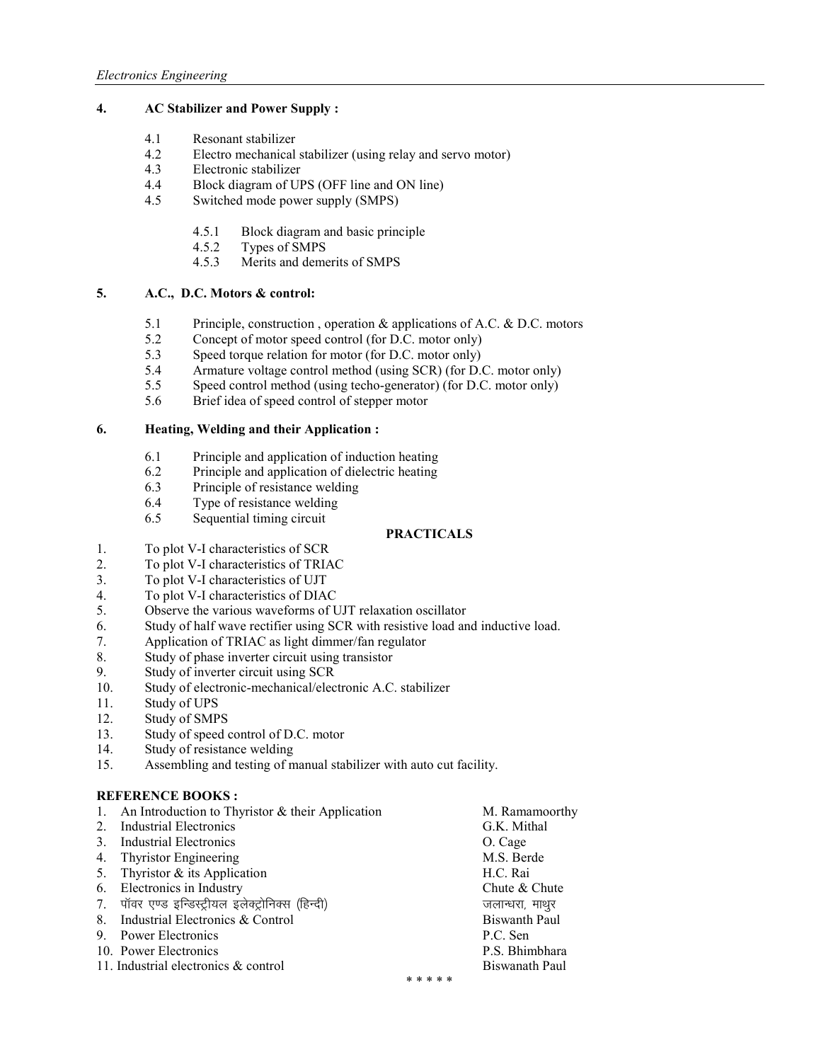### 4. AC Stabilizer and Power Supply :

- 4.1 Resonant stabilizer
- 4.2 Electro mechanical stabilizer (using relay and servo motor)
- 4.3 Electronic stabilizer
- 4.4 Block diagram of UPS (OFF line and ON line)
- 4.5 Switched mode power supply (SMPS)
  - 4.5.1 Block diagram and basic principle
  - 4.5.2 Types of SMPS
  - 4.5.3 Merits and demerits of SMPS

### 5. A.C., D.C. Motors & control:

- 5.1 Principle, construction , operation & applications of A.C. & D.C. motors
- 5.2 Concept of motor speed control (for D.C. motor only)
- 5.3 Speed torque relation for motor (for D.C. motor only)
- 5.4 Armature voltage control method (using SCR) (for D.C. motor only)
- 5.5 Speed control method (using techo-generator) (for D.C. motor only)
- 5.6 Brief idea of speed control of stepper motor

### 6. Heating, Welding and their Application :

- 6.1 Principle and application of induction heating
- 6.2 Principle and application of dielectric heating
- 6.3 Principle of resistance welding
- 6.4 Type of resistance welding
- 6.5 Sequential timing circuit

## PRACTICALS

1. To plot V-I characteristics of SCR
2. To plot V-I characteristics of TRIAC
3. To plot V-I characteristics of UJT
4. To plot V-I characteristics of DIAC
5. Observe the various waveforms of UJT relaxation oscillator
6. Study of half wave rectifier using SCR with resistive load and inductive load.
7. Application of TRIAC as light dimmer/fan regulator
8. Study of phase inverter circuit using transistor
9. Study of inverter circuit using SCR
10. Study of electronic-mechanical/electronic A.C. stabilizer
11. Study of UPS
12. Study of SMPS
13. Study of speed control of D.C. motor
14. Study of resistance welding
15. Assembling and testing of manual stabilizer with auto cut facility.

### REFERENCE BOOKS :

| | Title | Author |
|---|---|---|
| 1. | An Introduction to Thyristor & their Application | M. Ramamoorthy |
| 2. | Industrial Electronics | G.K. Mithal |
| 3. | Industrial Electronics | O. Cage |
| 4. | Thyristor Engineering | M.S. Berde |
| 5. | Thyristor & its Application | H.C. Rai |
| 6. | Electronics in Industry | Chute & Chute |
| 7. | पॉवर एण्ड इन्डिस्ट्रीयल इलेक्ट्रोनिक्स (हिन्दी) | जलान्धरा, माथुर |
| 8. | Industrial Electronics & Control | Biswanth Paul |
| 9. | Power Electronics | P.C. Sen |
| 10. | Power Electronics | P.S. Bhimbhara |
| 11. | Industrial electronics & control | Biswanath Paul |

\* \* \* \* \*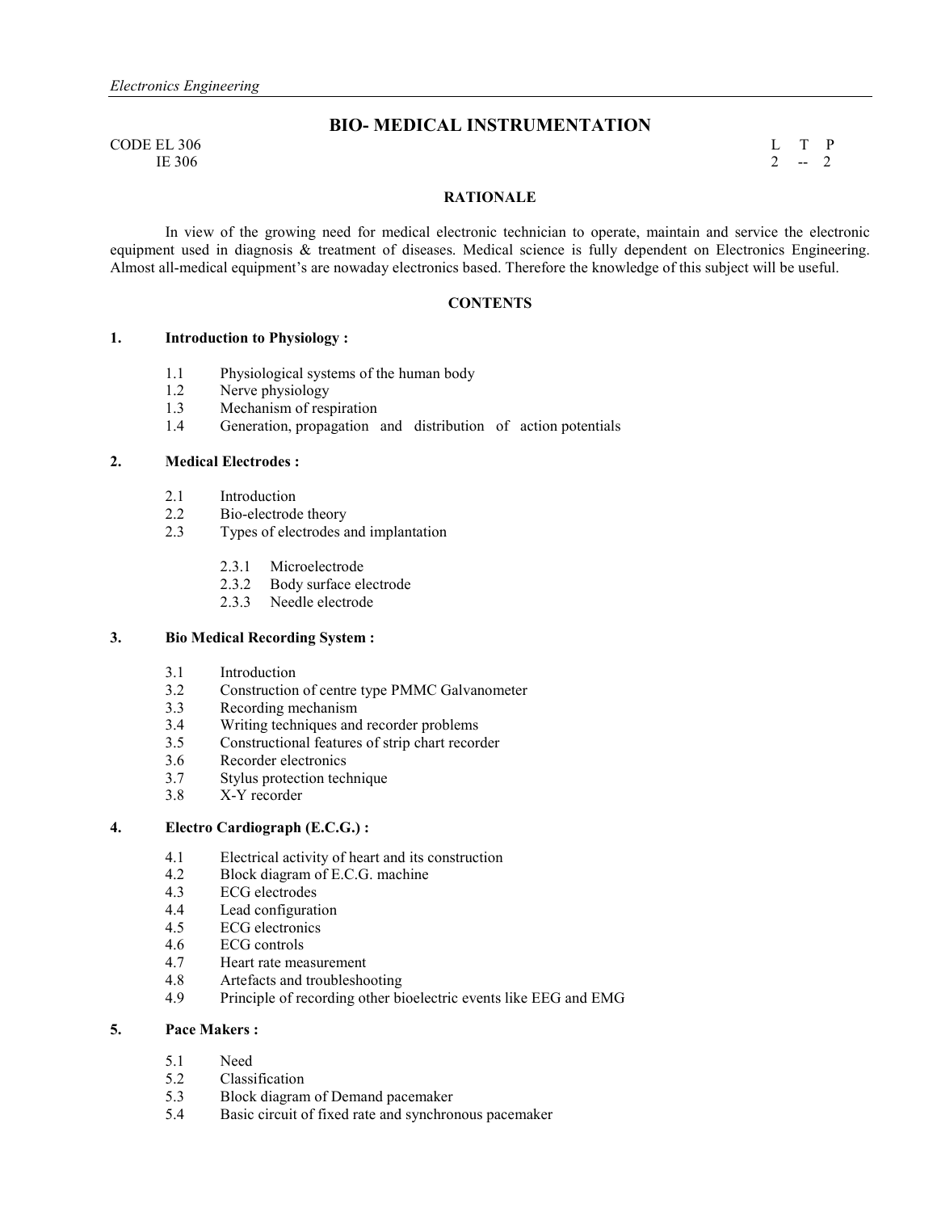# BIO- MEDICAL INSTRUMENTATION

CODE EL 306
IE 306

| L | T | P |
|---|---|---|
| 2 | -- | 2 |

## RATIONALE

In view of the growing need for medical electronic technician to operate, maintain and service the electronic equipment used in diagnosis & treatment of diseases. Medical science is fully dependent on Electronics Engineering. Almost all-medical equipment's are nowaday electronics based. Therefore the knowledge of this subject will be useful.

## CONTENTS

### 1. Introduction to Physiology :

- 1.1 Physiological systems of the human body
- 1.2 Nerve physiology
- 1.3 Mechanism of respiration
- 1.4 Generation, propagation and distribution of action potentials

### 2. Medical Electrodes :

- 2.1 Introduction
- 2.2 Bio-electrode theory
- 2.3 Types of electrodes and implantation
  - 2.3.1 Microelectrode
  - 2.3.2 Body surface electrode
  - 2.3.3 Needle electrode

### 3. Bio Medical Recording System :

- 3.1 Introduction
- 3.2 Construction of centre type PMMC Galvanometer
- 3.3 Recording mechanism
- 3.4 Writing techniques and recorder problems
- 3.5 Constructional features of strip chart recorder
- 3.6 Recorder electronics
- 3.7 Stylus protection technique
- 3.8 X-Y recorder

### 4. Electro Cardiograph (E.C.G.) :

- 4.1 Electrical activity of heart and its construction
- 4.2 Block diagram of E.C.G. machine
- 4.3 ECG electrodes
- 4.4 Lead configuration
- 4.5 ECG electronics
- 4.6 ECG controls
- 4.7 Heart rate measurement
- 4.8 Artefacts and troubleshooting
- 4.9 Principle of recording other bioelectric events like EEG and EMG

### 5. Pace Makers :

- 5.1 Need
- 5.2 Classification
- 5.3 Block diagram of Demand pacemaker
- 5.4 Basic circuit of fixed rate and synchronous pacemaker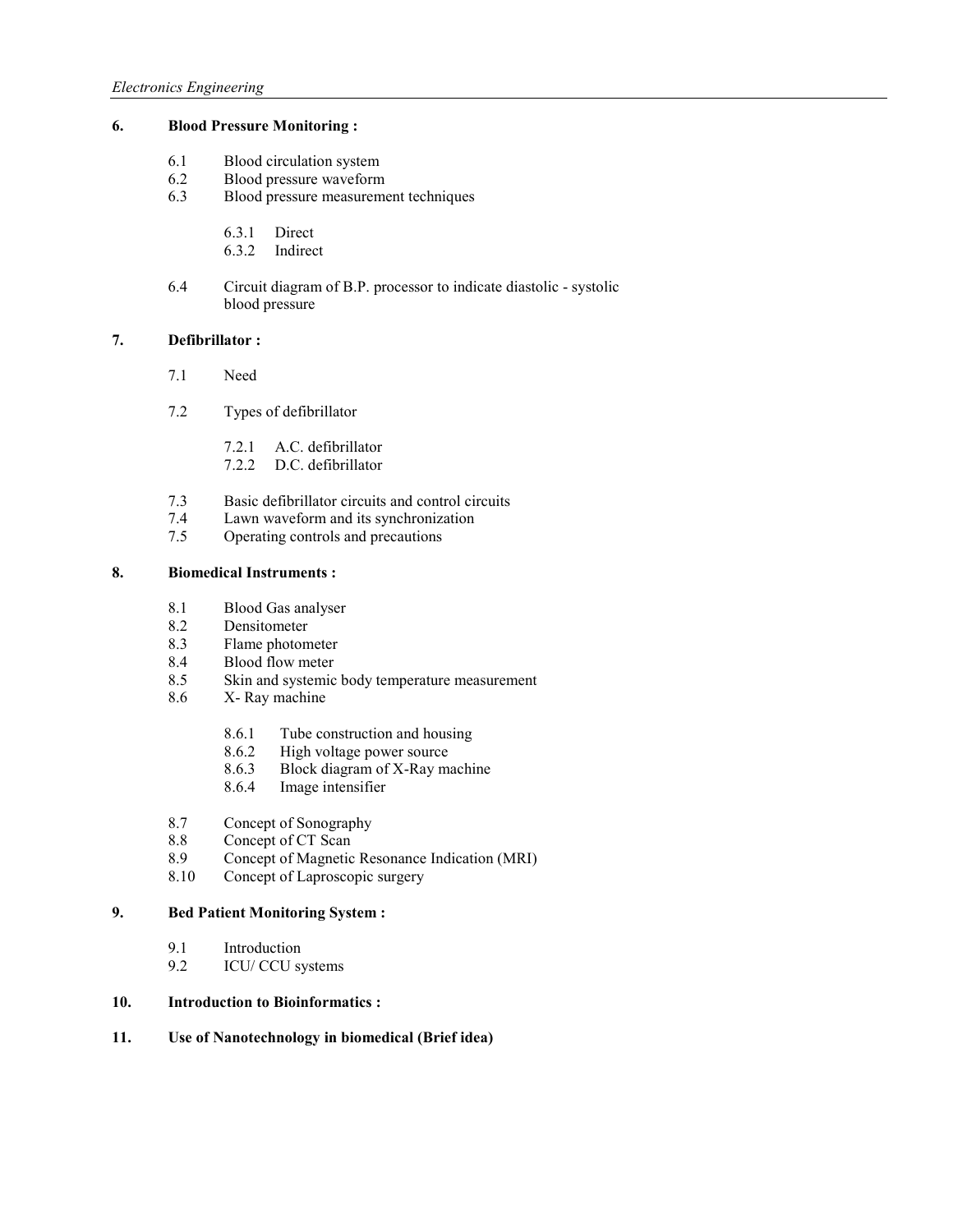### 6. Blood Pressure Monitoring :

- 6.1 Blood circulation system
- 6.2 Blood pressure waveform
- 6.3 Blood pressure measurement techniques
  - 6.3.1 Direct
  - 6.3.2 Indirect
- 6.4 Circuit diagram of B.P. processor to indicate diastolic - systolic blood pressure

### 7. Defibrillator :

- 7.1 Need
- 7.2 Types of defibrillator
  - 7.2.1 A.C. defibrillator
  - 7.2.2 D.C. defibrillator
- 7.3 Basic defibrillator circuits and control circuits
- 7.4 Lawn waveform and its synchronization
- 7.5 Operating controls and precautions

### 8. Biomedical Instruments :

- 8.1 Blood Gas analyser
- 8.2 Densitometer
- 8.3 Flame photometer
- 8.4 Blood flow meter
- 8.5 Skin and systemic body temperature measurement
- 8.6 X- Ray machine
  - 8.6.1 Tube construction and housing
  - 8.6.2 High voltage power source
  - 8.6.3 Block diagram of X-Ray machine
  - 8.6.4 Image intensifier
- 8.7 Concept of Sonography
- 8.8 Concept of CT Scan
- 8.9 Concept of Magnetic Resonance Indication (MRI)
- 8.10 Concept of Laproscopic surgery

### 9. Bed Patient Monitoring System :

- 9.1 Introduction
- 9.2 ICU/ CCU systems

### 10. Introduction to Bioinformatics :

### 11. Use of Nanotechnology in biomedical (Brief idea)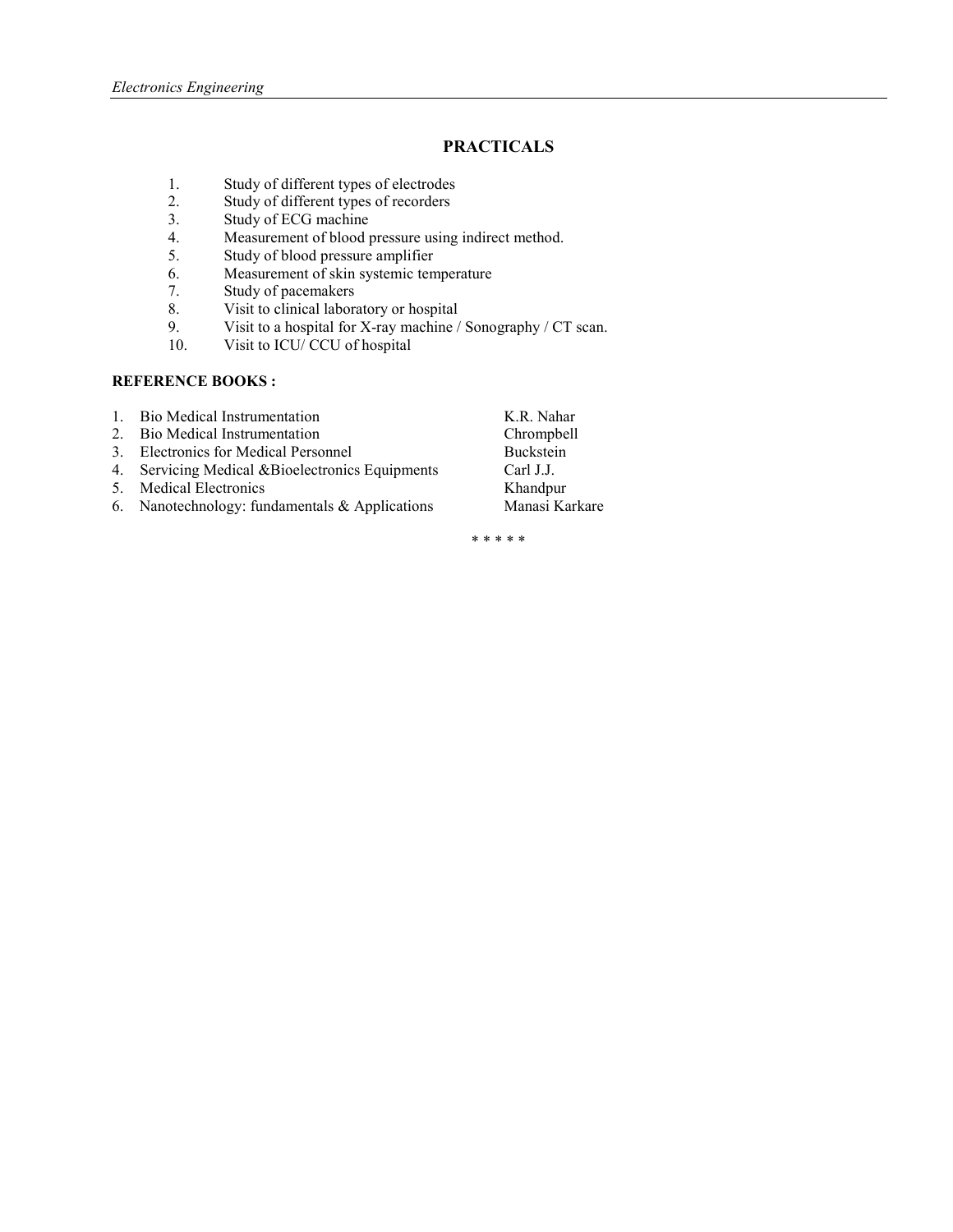## PRACTICALS

1. Study of different types of electrodes
2. Study of different types of recorders
3. Study of ECG machine
4. Measurement of blood pressure using indirect method.
5. Study of blood pressure amplifier
6. Measurement of skin systemic temperature
7. Study of pacemakers
8. Visit to clinical laboratory or hospital
9. Visit to a hospital for X-ray machine / Sonography / CT scan.
10. Visit to ICU/ CCU of hospital

**REFERENCE BOOKS :**

| | | |
|---|---|---|
| 1. | Bio Medical Instrumentation | K.R. Nahar |
| 2. | Bio Medical Instrumentation | Chrompbell |
| 3. | Electronics for Medical Personnel | Buckstein |
| 4. | Servicing Medical &Bioelectronics Equipments | Carl J.J. |
| 5. | Medical Electronics | Khandpur |
| 6. | Nanotechnology: fundamentals & Applications | Manasi Karkare |

* * * * *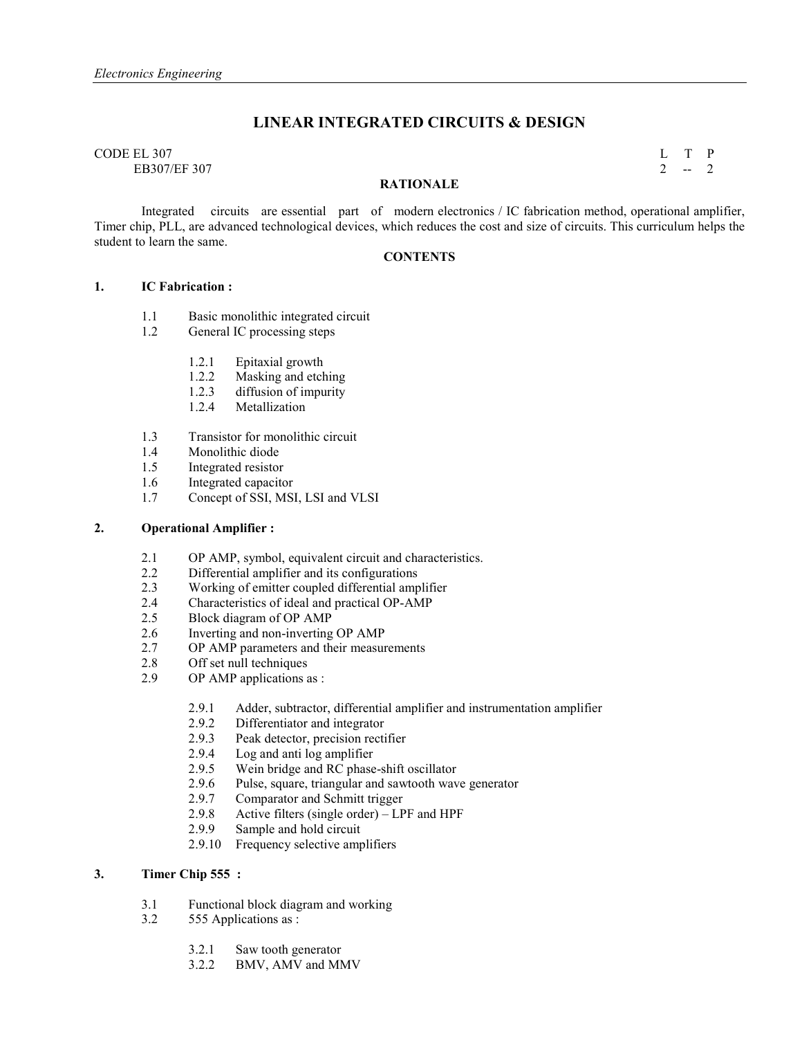## LINEAR INTEGRATED CIRCUITS & DESIGN

CODE EL 307
EB307/EF 307

| L | T | P |
|---|---|---|
| 2 | -- | 2 |

**RATIONALE**

Integrated circuits are essential part of modern electronics / IC fabrication method, operational amplifier, Timer chip, PLL, are advanced technological devices, which reduces the cost and size of circuits. This curriculum helps the student to learn the same.

**CONTENTS**

**1. IC Fabrication :**

- 1.1 Basic monolithic integrated circuit
- 1.2 General IC processing steps
  - 1.2.1 Epitaxial growth
  - 1.2.2 Masking and etching
  - 1.2.3 diffusion of impurity
  - 1.2.4 Metallization
- 1.3 Transistor for monolithic circuit
- 1.4 Monolithic diode
- 1.5 Integrated resistor
- 1.6 Integrated capacitor
- 1.7 Concept of SSI, MSI, LSI and VLSI

**2. Operational Amplifier :**

- 2.1 OP AMP, symbol, equivalent circuit and characteristics.
- 2.2 Differential amplifier and its configurations
- 2.3 Working of emitter coupled differential amplifier
- 2.4 Characteristics of ideal and practical OP-AMP
- 2.5 Block diagram of OP AMP
- 2.6 Inverting and non-inverting OP AMP
- 2.7 OP AMP parameters and their measurements
- 2.8 Off set null techniques
- 2.9 OP AMP applications as :
  - 2.9.1 Adder, subtractor, differential amplifier and instrumentation amplifier
  - 2.9.2 Differentiator and integrator
  - 2.9.3 Peak detector, precision rectifier
  - 2.9.4 Log and anti log amplifier
  - 2.9.5 Wein bridge and RC phase-shift oscillator
  - 2.9.6 Pulse, square, triangular and sawtooth wave generator
  - 2.9.7 Comparator and Schmitt trigger
  - 2.9.8 Active filters (single order) – LPF and HPF
  - 2.9.9 Sample and hold circuit
  - 2.9.10 Frequency selective amplifiers

**3. Timer Chip 555 :**

- 3.1 Functional block diagram and working
- 3.2 555 Applications as :
  - 3.2.1 Saw tooth generator
  - 3.2.2 BMV, AMV and MMV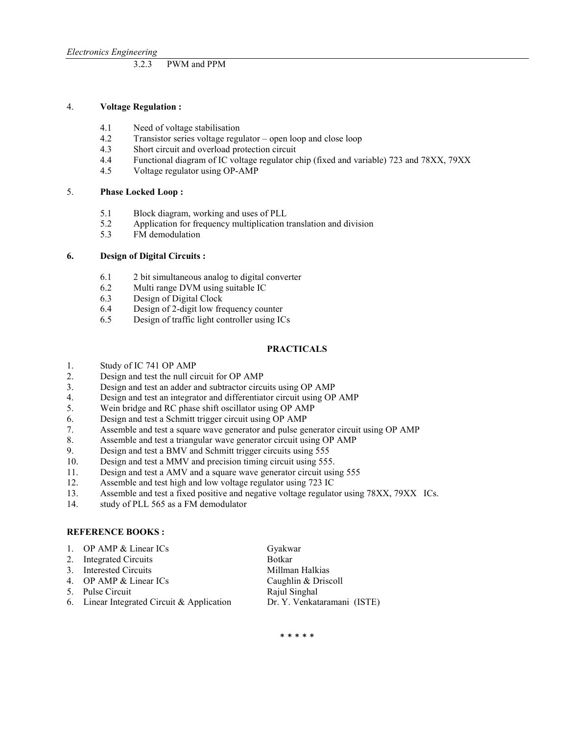3.2.3 PWM and PPM

4. **Voltage Regulation :**

   4.1 Need of voltage stabilisation
   4.2 Transistor series voltage regulator – open loop and close loop
   4.3 Short circuit and overload protection circuit
   4.4 Functional diagram of IC voltage regulator chip (fixed and variable) 723 and 78XX, 79XX
   4.5 Voltage regulator using OP-AMP

5. **Phase Locked Loop :**

   5.1 Block diagram, working and uses of PLL
   5.2 Application for frequency multiplication translation and division
   5.3 FM demodulation

**6. Design of Digital Circuits :**

   6.1 2 bit simultaneous analog to digital converter
   6.2 Multi range DVM using suitable IC
   6.3 Design of Digital Clock
   6.4 Design of 2-digit low frequency counter
   6.5 Design of traffic light controller using ICs

## PRACTICALS

1. Study of IC 741 OP AMP
2. Design and test the null circuit for OP AMP
3. Design and test an adder and subtractor circuits using OP AMP
4. Design and test an integrator and differentiator circuit using OP AMP
5. Wein bridge and RC phase shift oscillator using OP AMP
6. Design and test a Schmitt trigger circuit using OP AMP
7. Assemble and test a square wave generator and pulse generator circuit using OP AMP
8. Assemble and test a triangular wave generator circuit using OP AMP
9. Design and test a BMV and Schmitt trigger circuits using 555
10. Design and test a MMV and precision timing circuit using 555.
11. Design and test a AMV and a square wave generator circuit using 555
12. Assemble and test high and low voltage regulator using 723 IC
13. Assemble and test a fixed positive and negative voltage regulator using 78XX, 79XX ICs.
14. study of PLL 565 as a FM demodulator

**REFERENCE BOOKS :**

| | |
|---|---|
| 1. OP AMP & Linear ICs | Gyakwar |
| 2. Integrated Circuits | Botkar |
| 3. Interested Circuits | Millman Halkias |
| 4. OP AMP & Linear ICs | Caughlin & Driscoll |
| 5. Pulse Circuit | Rajul Singhal |
| 6. Linear Integrated Circuit & Application | Dr. Y. Venkataramani (ISTE) |

* * * * *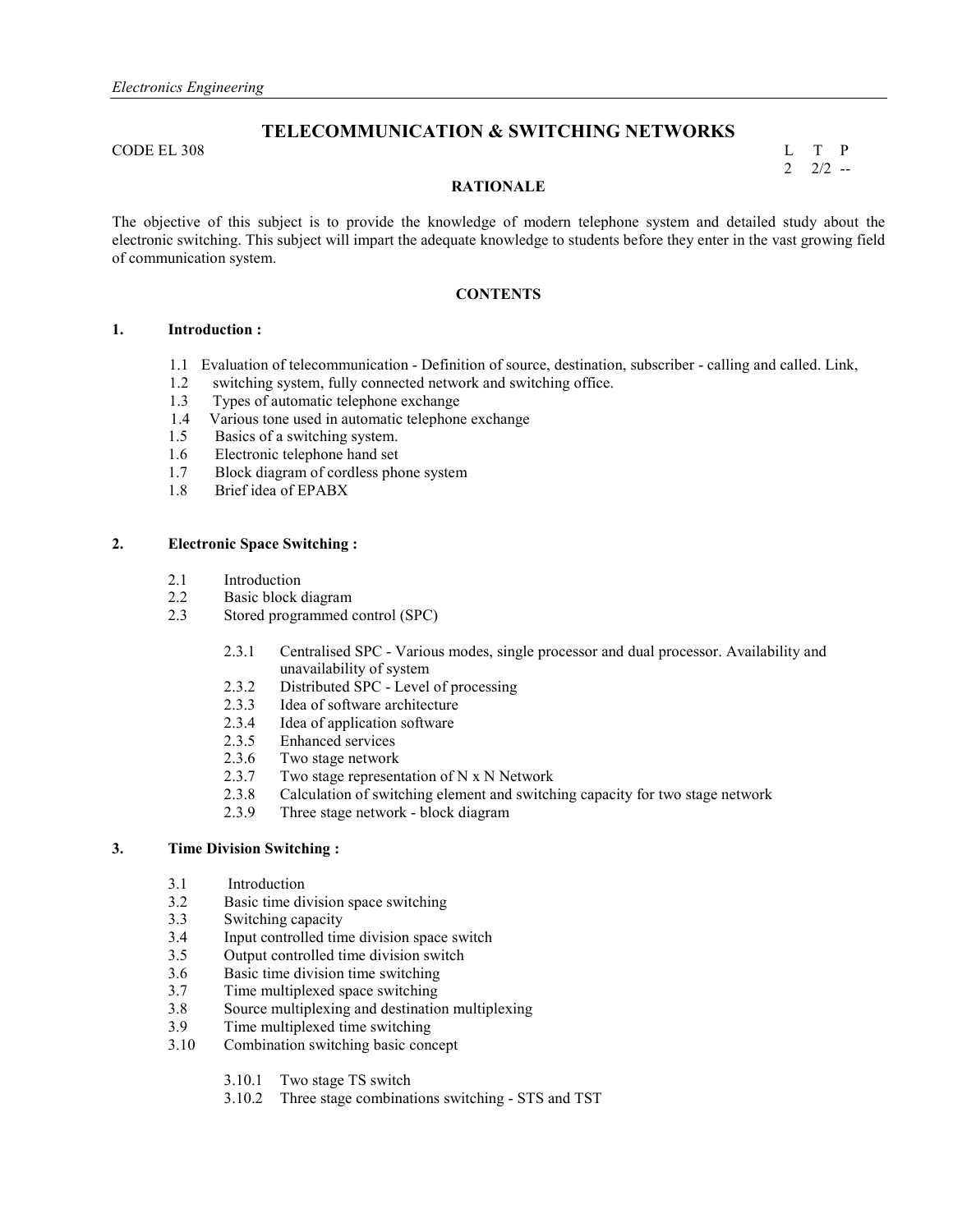# TELECOMMUNICATION & SWITCHING NETWORKS

CODE EL 308

| L | T | P |
|---|---|---|
| 2 | 2/2 | -- |

## RATIONALE

The objective of this subject is to provide the knowledge of modern telephone system and detailed study about the electronic switching. This subject will impart the adequate knowledge to students before they enter in the vast growing field of communication system.

## CONTENTS

### 1. Introduction :

- 1.1 Evaluation of telecommunication - Definition of source, destination, subscriber - calling and called. Link,
- 1.2 switching system, fully connected network and switching office.
- 1.3 Types of automatic telephone exchange
- 1.4 Various tone used in automatic telephone exchange
- 1.5 Basics of a switching system.
- 1.6 Electronic telephone hand set
- 1.7 Block diagram of cordless phone system
- 1.8 Brief idea of EPABX

### 2. Electronic Space Switching :

- 2.1 Introduction
- 2.2 Basic block diagram
- 2.3 Stored programmed control (SPC)
    - 2.3.1 Centralised SPC - Various modes, single processor and dual processor. Availability and unavailability of system
    - 2.3.2 Distributed SPC - Level of processing
    - 2.3.3 Idea of software architecture
    - 2.3.4 Idea of application software
    - 2.3.5 Enhanced services
    - 2.3.6 Two stage network
    - 2.3.7 Two stage representation of N x N Network
    - 2.3.8 Calculation of switching element and switching capacity for two stage network
    - 2.3.9 Three stage network - block diagram

### 3. Time Division Switching :

- 3.1 Introduction
- 3.2 Basic time division space switching
- 3.3 Switching capacity
- 3.4 Input controlled time division space switch
- 3.5 Output controlled time division switch
- 3.6 Basic time division time switching
- 3.7 Time multiplexed space switching
- 3.8 Source multiplexing and destination multiplexing
- 3.9 Time multiplexed time switching
- 3.10 Combination switching basic concept
    - 3.10.1 Two stage TS switch
    - 3.10.2 Three stage combinations switching - STS and TST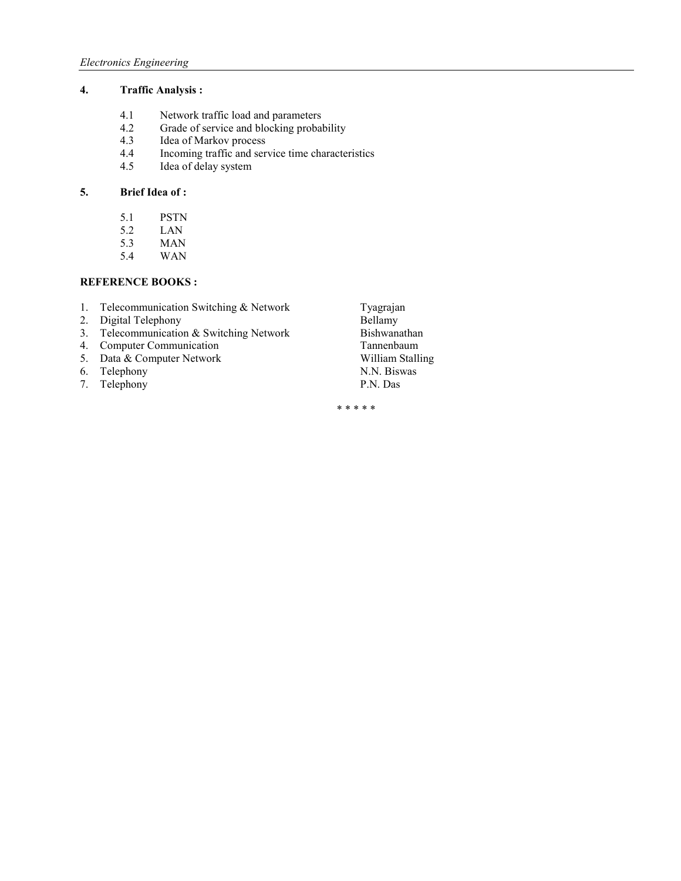**4. Traffic Analysis :**

- 4.1 Network traffic load and parameters
- 4.2 Grade of service and blocking probability
- 4.3 Idea of Markov process
- 4.4 Incoming traffic and service time characteristics
- 4.5 Idea of delay system

**5. Brief Idea of :**

- 5.1 PSTN
- 5.2 LAN
- 5.3 MAN
- 5.4 WAN

**REFERENCE BOOKS :**

| | | |
|---|---|---|
| 1. | Telecommunication Switching & Network | Tyagrajan |
| 2. | Digital Telephony | Bellamy |
| 3. | Telecommunication & Switching Network | Bishwanathan |
| 4. | Computer Communication | Tannenbaum |
| 5. | Data & Computer Network | William Stalling |
| 6. | Telephony | N.N. Biswas |
| 7. | Telephony | P.N. Das |

* * * * *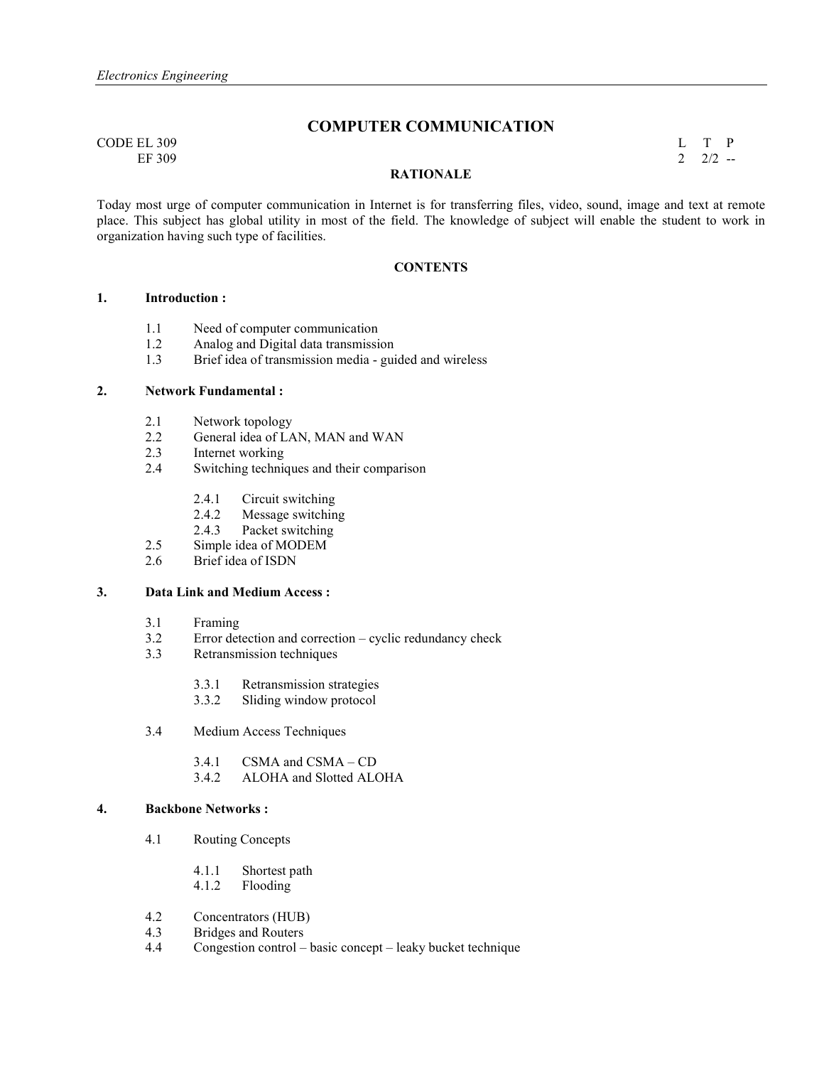# COMPUTER COMMUNICATION

CODE EL 309
EF 309

| L | T | P |
|---|---|---|
| 2 | 2/2 | -- |

## RATIONALE

Today most urge of computer communication in Internet is for transferring files, video, sound, image and text at remote place. This subject has global utility in most of the field. The knowledge of subject will enable the student to work in organization having such type of facilities.

## CONTENTS

### 1. Introduction :

- 1.1 Need of computer communication
- 1.2 Analog and Digital data transmission
- 1.3 Brief idea of transmission media - guided and wireless

### 2. Network Fundamental :

- 2.1 Network topology
- 2.2 General idea of LAN, MAN and WAN
- 2.3 Internet working
- 2.4 Switching techniques and their comparison
  - 2.4.1 Circuit switching
  - 2.4.2 Message switching
  - 2.4.3 Packet switching
- 2.5 Simple idea of MODEM
- 2.6 Brief idea of ISDN

### 3. Data Link and Medium Access :

- 3.1 Framing
- 3.2 Error detection and correction – cyclic redundancy check
- 3.3 Retransmission techniques
  - 3.3.1 Retransmission strategies
  - 3.3.2 Sliding window protocol
- 3.4 Medium Access Techniques
  - 3.4.1 CSMA and CSMA – CD
  - 3.4.2 ALOHA and Slotted ALOHA

### 4. Backbone Networks :

- 4.1 Routing Concepts
  - 4.1.1 Shortest path
  - 4.1.2 Flooding
- 4.2 Concentrators (HUB)
- 4.3 Bridges and Routers
- 4.4 Congestion control – basic concept – leaky bucket technique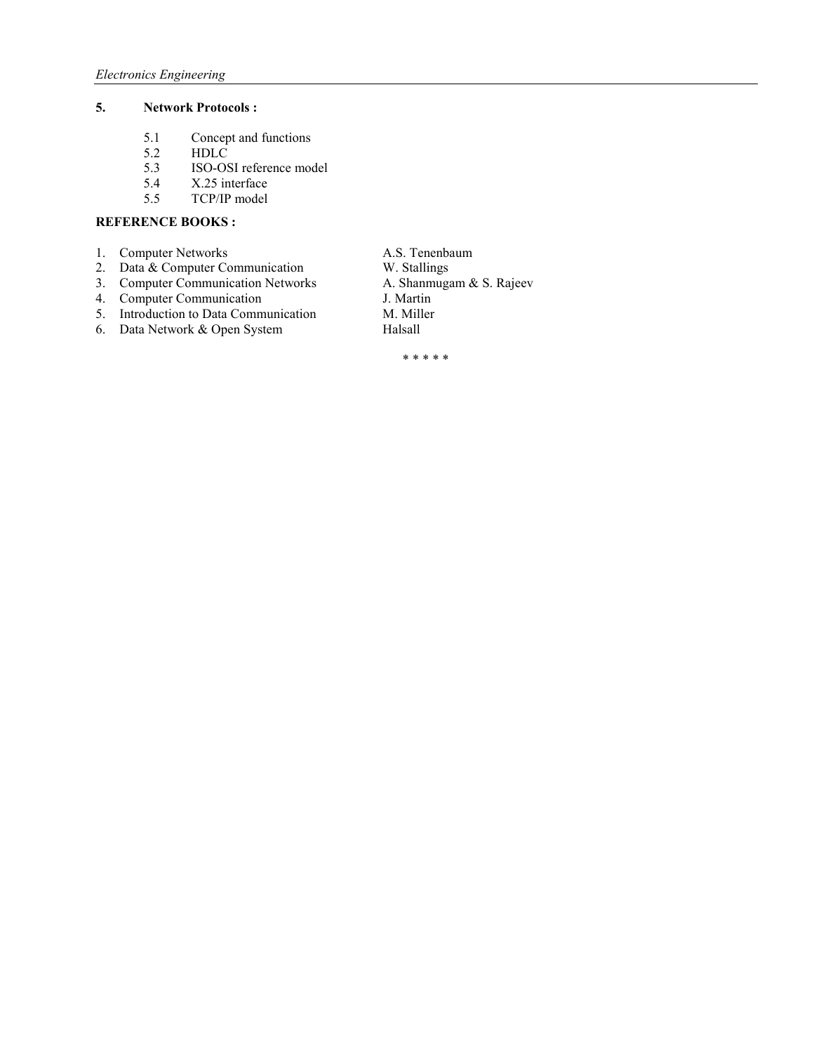**5. Network Protocols :**

5.1 Concept and functions
5.2 HDLC
5.3 ISO-OSI reference model
5.4 X.25 interface
5.5 TCP/IP model

**REFERENCE BOOKS :**

1. Computer Networks — A.S. Tenenbaum
2. Data & Computer Communication — W. Stallings
3. Computer Communication Networks — A. Shanmugam & S. Rajeev
4. Computer Communication — J. Martin
5. Introduction to Data Communication — M. Miller
6. Data Network & Open System — Halsall

\* \* \* \* \*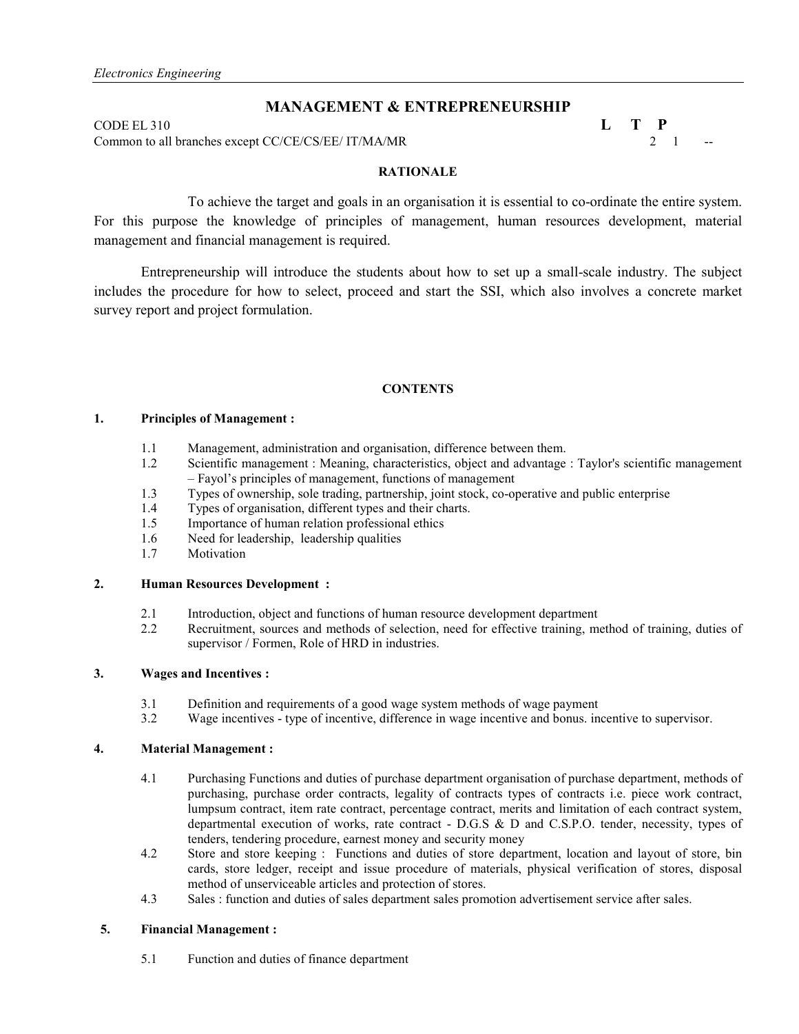## MANAGEMENT & ENTREPRENEURSHIP

CODE EL 310 **L T P**

Common to all branches except CC/CE/CS/EE/ IT/MA/MR 2 1 --

### RATIONALE

To achieve the target and goals in an organisation it is essential to co-ordinate the entire system. For this purpose the knowledge of principles of management, human resources development, material management and financial management is required.

Entrepreneurship will introduce the students about how to set up a small-scale industry. The subject includes the procedure for how to select, proceed and start the SSI, which also involves a concrete market survey report and project formulation.

### CONTENTS

**1. Principles of Management :**

- 1.1 Management, administration and organisation, difference between them.
- 1.2 Scientific management : Meaning, characteristics, object and advantage : Taylor's scientific management – Fayol's principles of management, functions of management
- 1.3 Types of ownership, sole trading, partnership, joint stock, co-operative and public enterprise
- 1.4 Types of organisation, different types and their charts.
- 1.5 Importance of human relation professional ethics
- 1.6 Need for leadership, leadership qualities
- 1.7 Motivation

**2. Human Resources Development :**

- 2.1 Introduction, object and functions of human resource development department
- 2.2 Recruitment, sources and methods of selection, need for effective training, method of training, duties of supervisor / Formen, Role of HRD in industries.

**3. Wages and Incentives :**

- 3.1 Definition and requirements of a good wage system methods of wage payment
- 3.2 Wage incentives - type of incentive, difference in wage incentive and bonus. incentive to supervisor.

**4. Material Management :**

- 4.1 Purchasing Functions and duties of purchase department organisation of purchase department, methods of purchasing, purchase order contracts, legality of contracts types of contracts i.e. piece work contract, lumpsum contract, item rate contract, percentage contract, merits and limitation of each contract system, departmental execution of works, rate contract - D.G.S & D and C.S.P.O. tender, necessity, types of tenders, tendering procedure, earnest money and security money
- 4.2 Store and store keeping : Functions and duties of store department, location and layout of store, bin cards, store ledger, receipt and issue procedure of materials, physical verification of stores, disposal method of unserviceable articles and protection of stores.
- 4.3 Sales : function and duties of sales department sales promotion advertisement service after sales.

**5. Financial Management :**

- 5.1 Function and duties of finance department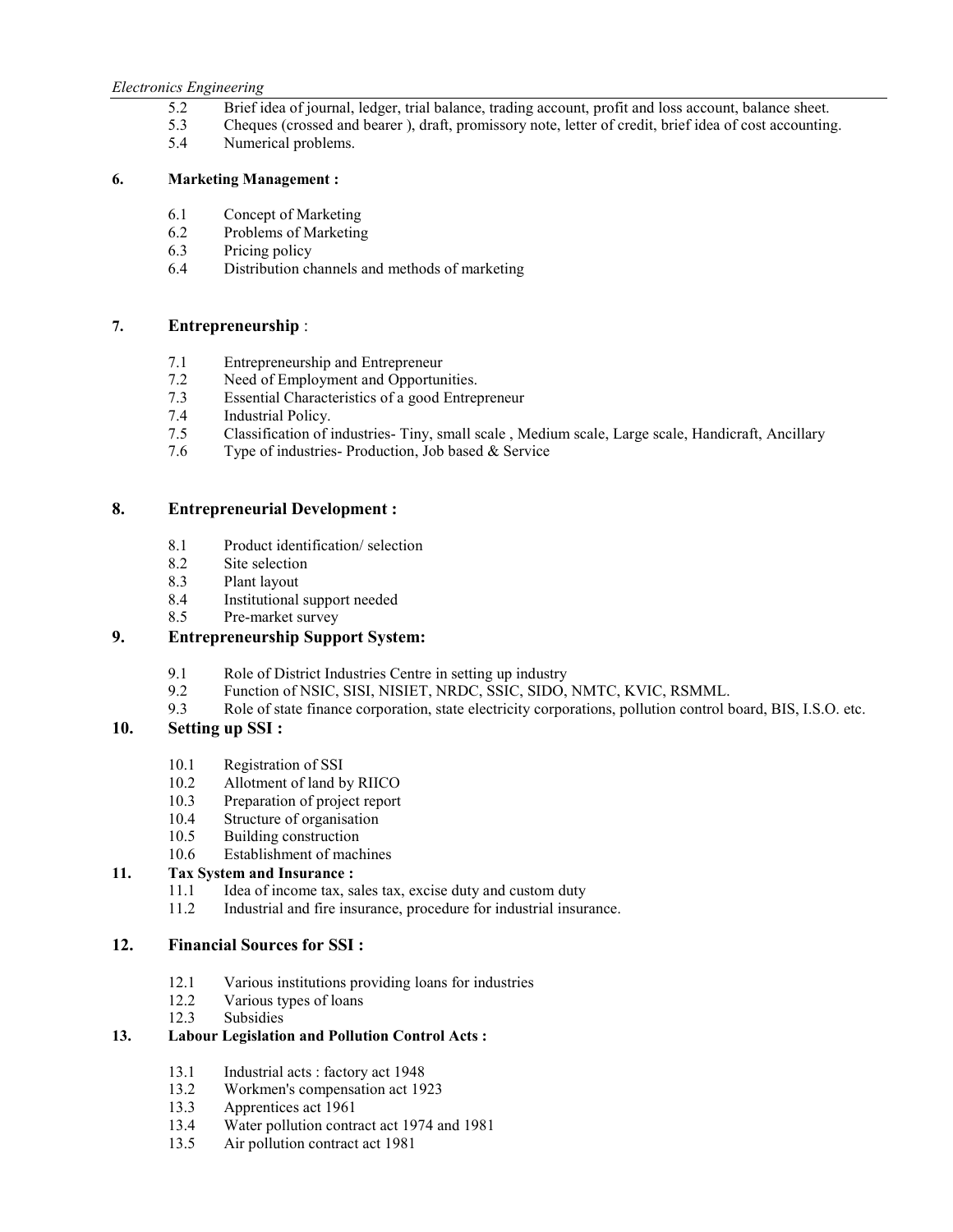5.2 Brief idea of journal, ledger, trial balance, trading account, profit and loss account, balance sheet.
5.3 Cheques (crossed and bearer ), draft, promissory note, letter of credit, brief idea of cost accounting.
5.4 Numerical problems.

**6. Marketing Management :**

6.1 Concept of Marketing
6.2 Problems of Marketing
6.3 Pricing policy
6.4 Distribution channels and methods of marketing

**7. Entrepreneurship** :

7.1 Entrepreneurship and Entrepreneur
7.2 Need of Employment and Opportunities.
7.3 Essential Characteristics of a good Entrepreneur
7.4 Industrial Policy.
7.5 Classification of industries- Tiny, small scale , Medium scale, Large scale, Handicraft, Ancillary
7.6 Type of industries- Production, Job based & Service

**8. Entrepreneurial Development :**

8.1 Product identification/ selection
8.2 Site selection
8.3 Plant layout
8.4 Institutional support needed
8.5 Pre-market survey

**9. Entrepreneurship Support System:**

9.1 Role of District Industries Centre in setting up industry
9.2 Function of NSIC, SISI, NISIET, NRDC, SSIC, SIDO, NMTC, KVIC, RSMML.
9.3 Role of state finance corporation, state electricity corporations, pollution control board, BIS, I.S.O. etc.

**10. Setting up SSI :**

10.1 Registration of SSI
10.2 Allotment of land by RIICO
10.3 Preparation of project report
10.4 Structure of organisation
10.5 Building construction
10.6 Establishment of machines

**11. Tax System and Insurance :**

11.1 Idea of income tax, sales tax, excise duty and custom duty
11.2 Industrial and fire insurance, procedure for industrial insurance.

**12. Financial Sources for SSI :**

12.1 Various institutions providing loans for industries
12.2 Various types of loans
12.3 Subsidies

**13. Labour Legislation and Pollution Control Acts :**

13.1 Industrial acts : factory act 1948
13.2 Workmen's compensation act 1923
13.3 Apprentices act 1961
13.4 Water pollution contract act 1974 and 1981
13.5 Air pollution contract act 1981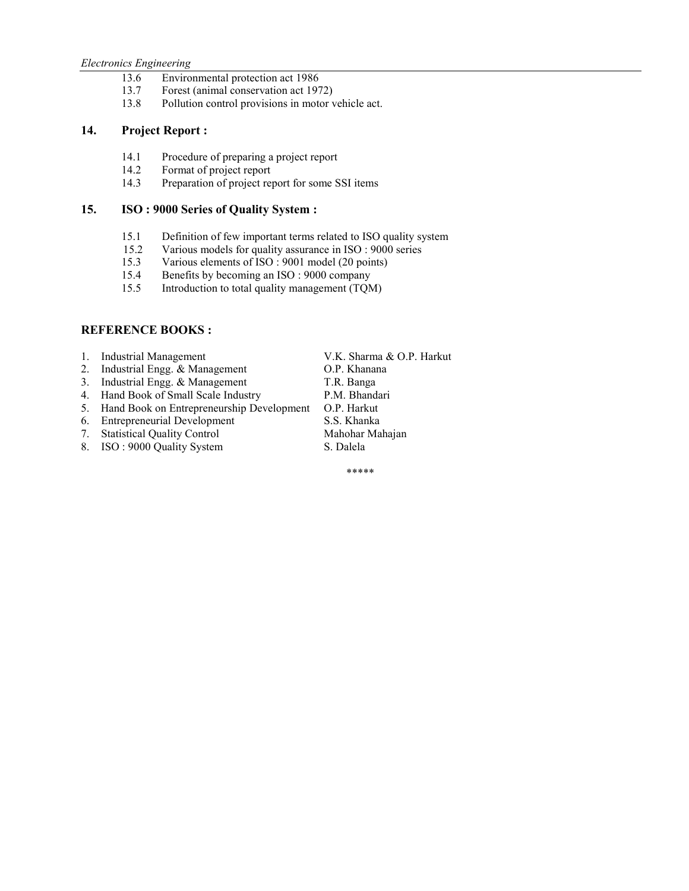13.6 Environmental protection act 1986

13.7 Forest (animal conservation act 1972)

13.8 Pollution control provisions in motor vehicle act.

## 14. Project Report :

14.1 Procedure of preparing a project report

14.2 Format of project report

14.3 Preparation of project report for some SSI items

## 15. ISO : 9000 Series of Quality System :

15.1 Definition of few important terms related to ISO quality system

15.2 Various models for quality assurance in ISO : 9000 series

15.3 Various elements of ISO : 9001 model (20 points)

15.4 Benefits by becoming an ISO : 9000 company

15.5 Introduction to total quality management (TQM)

## REFERENCE BOOKS :

| | | |
|---|---|---|
| 1. | Industrial Management | V.K. Sharma & O.P. Harkut |
| 2. | Industrial Engg. & Management | O.P. Khanana |
| 3. | Industrial Engg. & Management | T.R. Banga |
| 4. | Hand Book of Small Scale Industry | P.M. Bhandari |
| 5. | Hand Book on Entrepreneurship Development | O.P. Harkut |
| 6. | Entrepreneurial Development | S.S. Khanka |
| 7. | Statistical Quality Control | Mahohar Mahajan |
| 8. | ISO : 9000 Quality System | S. Dalela |

*****